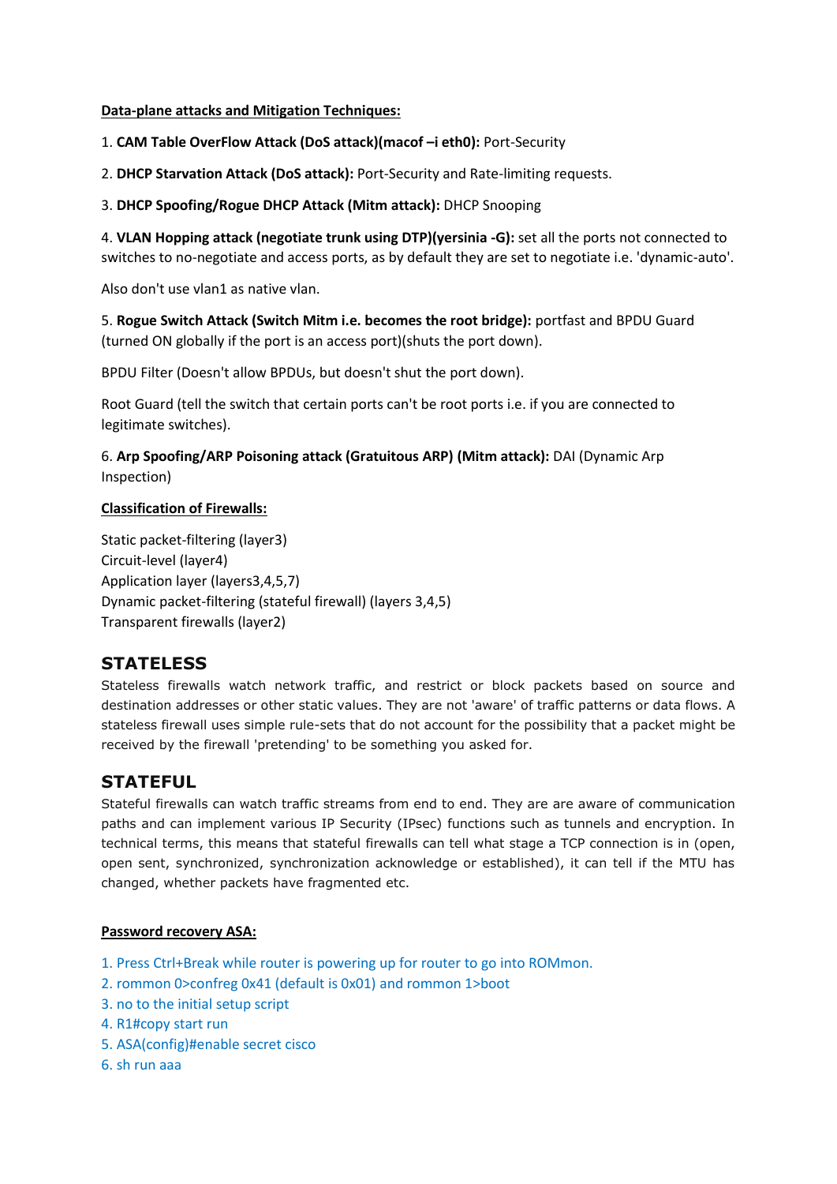**<u>Data-plane attacks and Mitigation Techniques:</u>**

1. **CAM Table OverFlow Attack (DoS attack)(macof –i eth0):** Port-Security

2. **DHCP Starvation Attack (DoS attack):** Port-Security and Rate-limiting requests.

3. **DHCP Spoofing/Rogue DHCP Attack (Mitm attack):** DHCP Snooping

4. **VLAN Hopping attack (negotiate trunk using DTP)(yersinia -G):** set all the ports not connected to switches to no-negotiate and access ports, as by default they are set to negotiate i.e. 'dynamic-auto'.

Also don't use vlan1 as native vlan.

5. **Rogue Switch Attack (Switch Mitm i.e. becomes the root bridge):** portfast and BPDU Guard (turned ON globally if the port is an access port)(shuts the port down).

BPDU Filter (Doesn't allow BPDUs, but doesn't shut the port down).

Root Guard (tell the switch that certain ports can't be root ports i.e. if you are connected to legitimate switches).

6. **Arp Spoofing/ARP Poisoning attack (Gratuitous ARP) (Mitm attack):** DAI (Dynamic Arp Inspection)

**<u>Classification of Firewalls:</u>**

Static packet-filtering (layer3)
Circuit-level (layer4)
Application layer (layers3,4,5,7)
Dynamic packet-filtering (stateful firewall) (layers 3,4,5)
Transparent firewalls (layer2)

## STATELESS

Stateless firewalls watch network traffic, and restrict or block packets based on source and destination addresses or other static values. They are not 'aware' of traffic patterns or data flows. A stateless firewall uses simple rule-sets that do not account for the possibility that a packet might be received by the firewall 'pretending' to be something you asked for.

## STATEFUL

Stateful firewalls can watch traffic streams from end to end. They are are aware of communication paths and can implement various IP Security (IPsec) functions such as tunnels and encryption. In technical terms, this means that stateful firewalls can tell what stage a TCP connection is in (open, open sent, synchronized, synchronization acknowledge or established), it can tell if the MTU has changed, whether packets have fragmented etc.

**<u>Password recovery ASA:</u>**

1. Press Ctrl+Break while router is powering up for router to go into ROMmon.
2. rommon 0>confreg 0x41 (default is 0x01) and rommon 1>boot
3. no to the initial setup script
4. R1#copy start run
5. ASA(config)#enable secret cisco
6. sh run aaa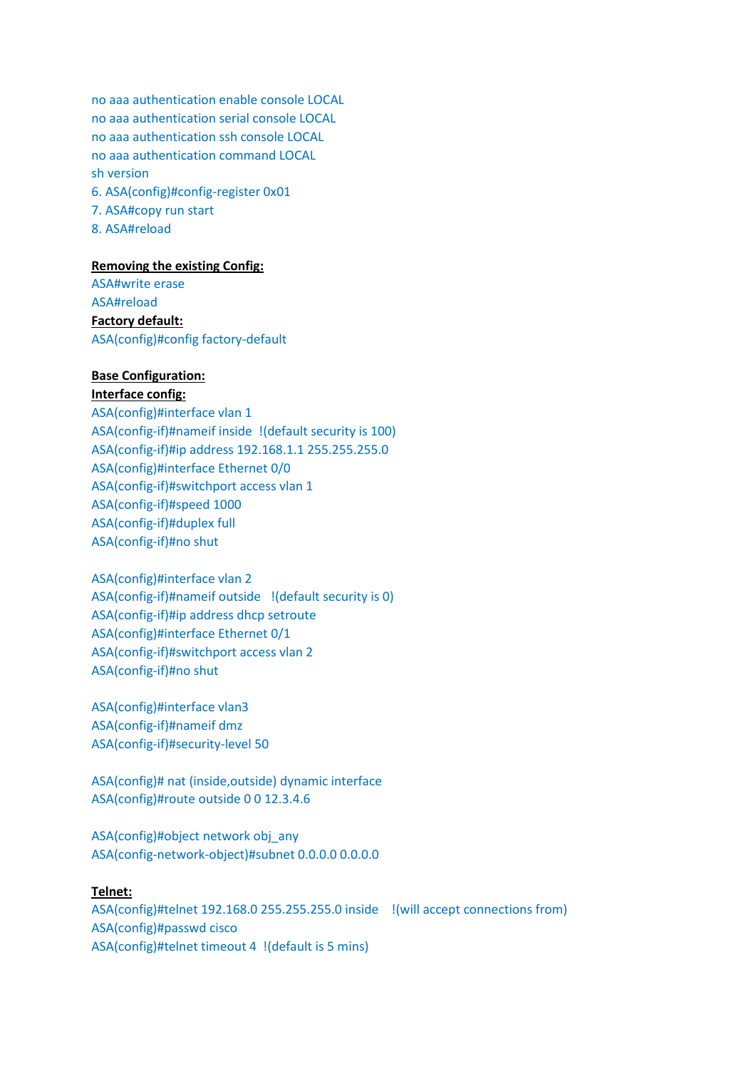no aaa authentication enable console LOCAL
no aaa authentication serial console LOCAL
no aaa authentication ssh console LOCAL
no aaa authentication command LOCAL
sh version
6. ASA(config)#config-register 0x01
7. ASA#copy run start
8. ASA#reload

**Removing the existing Config:**

ASA#write erase
ASA#reload

**Factory default:**

ASA(config)#config factory-default

**Base Configuration:**

**Interface config:**

ASA(config)#interface vlan 1
ASA(config-if)#nameif inside !(default security is 100)
ASA(config-if)#ip address 192.168.1.1 255.255.255.0
ASA(config)#interface Ethernet 0/0
ASA(config-if)#switchport access vlan 1
ASA(config-if)#speed 1000
ASA(config-if)#duplex full
ASA(config-if)#no shut

ASA(config)#interface vlan 2
ASA(config-if)#nameif outside !(default security is 0)
ASA(config-if)#ip address dhcp setroute
ASA(config)#interface Ethernet 0/1
ASA(config-if)#switchport access vlan 2
ASA(config-if)#no shut

ASA(config)#interface vlan3
ASA(config-if)#nameif dmz
ASA(config-if)#security-level 50

ASA(config)# nat (inside,outside) dynamic interface
ASA(config)#route outside 0 0 12.3.4.6

ASA(config)#object network obj_any
ASA(config-network-object)#subnet 0.0.0.0 0.0.0.0

**Telnet:**

ASA(config)#telnet 192.168.0 255.255.255.0 inside !(will accept connections from)
ASA(config)#passwd cisco
ASA(config)#telnet timeout 4 !(default is 5 mins)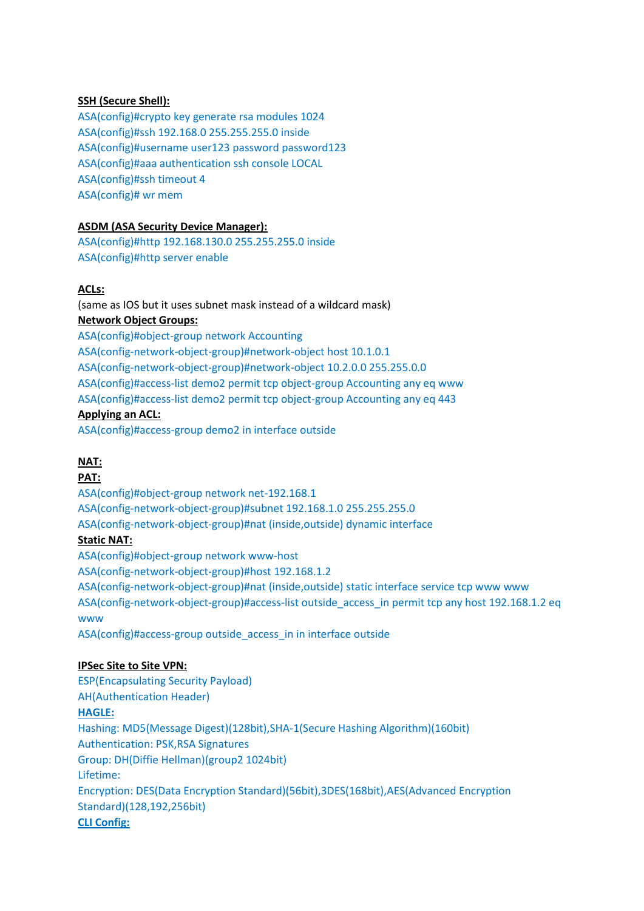**SSH (Secure Shell):**

```
ASA(config)#crypto key generate rsa modules 1024
ASA(config)#ssh 192.168.0 255.255.255.0 inside
ASA(config)#username user123 password password123
ASA(config)#aaa authentication ssh console LOCAL
ASA(config)#ssh timeout 4
ASA(config)# wr mem
```

**ASDM (ASA Security Device Manager):**

```
ASA(config)#http 192.168.130.0 255.255.255.0 inside
ASA(config)#http server enable
```

**ACLs:**

(same as IOS but it uses subnet mask instead of a wildcard mask)

**Network Object Groups:**

```
ASA(config)#object-group network Accounting
ASA(config-network-object-group)#network-object host 10.1.0.1
ASA(config-network-object-group)#network-object 10.2.0.0 255.255.0.0
ASA(config)#access-list demo2 permit tcp object-group Accounting any eq www
ASA(config)#access-list demo2 permit tcp object-group Accounting any eq 443
```

**Applying an ACL:**

```
ASA(config)#access-group demo2 in interface outside
```

**NAT:**

**PAT:**

```
ASA(config)#object-group network net-192.168.1
ASA(config-network-object-group)#subnet 192.168.1.0 255.255.255.0
ASA(config-network-object-group)#nat (inside,outside) dynamic interface
```

**Static NAT:**

```
ASA(config)#object-group network www-host
ASA(config-network-object-group)#host 192.168.1.2
ASA(config-network-object-group)#nat (inside,outside) static interface service tcp www www
ASA(config-network-object-group)#access-list outside_access_in permit tcp any host 192.168.1.2 eq www
ASA(config)#access-group outside_access_in in interface outside
```

**IPSec Site to Site VPN:**

ESP(Encapsulating Security Payload)

AH(Authentication Header)

**HAGLE:**

Hashing: MD5(Message Digest)(128bit),SHA-1(Secure Hashing Algorithm)(160bit)

Authentication: PSK,RSA Signatures

Group: DH(Diffie Hellman)(group2 1024bit)

Lifetime:

Encryption: DES(Data Encryption Standard)(56bit),3DES(168bit),AES(Advanced Encryption Standard)(128,192,256bit)

**CLI Config:**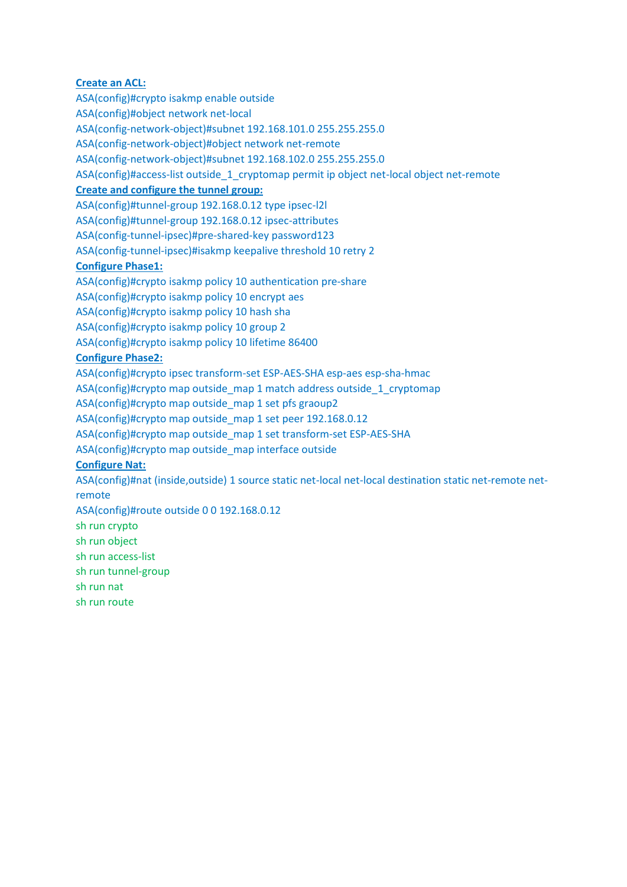**Create an ACL:**

ASA(config)#crypto isakmp enable outside
ASA(config)#object network net-local
ASA(config-network-object)#subnet 192.168.101.0 255.255.255.0
ASA(config-network-object)#object network net-remote
ASA(config-network-object)#subnet 192.168.102.0 255.255.255.0
ASA(config)#access-list outside_1_cryptomap permit ip object net-local object net-remote

**Create and configure the tunnel group:**

ASA(config)#tunnel-group 192.168.0.12 type ipsec-l2l
ASA(config)#tunnel-group 192.168.0.12 ipsec-attributes
ASA(config-tunnel-ipsec)#pre-shared-key password123
ASA(config-tunnel-ipsec)#isakmp keepalive threshold 10 retry 2

**Configure Phase1:**

ASA(config)#crypto isakmp policy 10 authentication pre-share
ASA(config)#crypto isakmp policy 10 encrypt aes
ASA(config)#crypto isakmp policy 10 hash sha
ASA(config)#crypto isakmp policy 10 group 2
ASA(config)#crypto isakmp policy 10 lifetime 86400

**Configure Phase2:**

ASA(config)#crypto ipsec transform-set ESP-AES-SHA esp-aes esp-sha-hmac
ASA(config)#crypto map outside_map 1 match address outside_1_cryptomap
ASA(config)#crypto map outside_map 1 set pfs graoup2
ASA(config)#crypto map outside_map 1 set peer 192.168.0.12
ASA(config)#crypto map outside_map 1 set transform-set ESP-AES-SHA
ASA(config)#crypto map outside_map interface outside

**Configure Nat:**

ASA(config)#nat (inside,outside) 1 source static net-local net-local destination static net-remote net-remote
ASA(config)#route outside 0 0 192.168.0.12

sh run crypto
sh run object
sh run access-list
sh run tunnel-group
sh run nat
sh run route